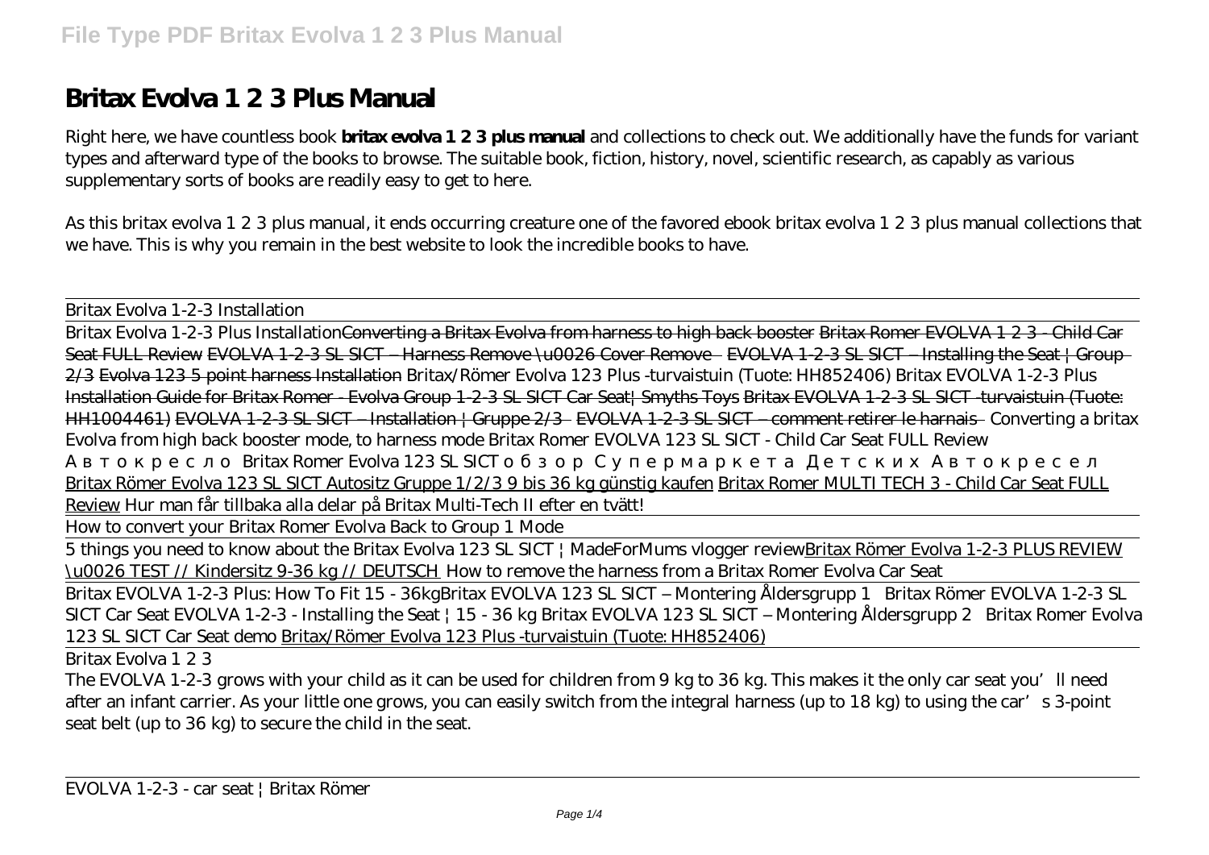# Britax Evolva 1 2 3 Plus Manual

Right here, we have countless book **britax evolva 1 2 3 plus manual** and collections to check out. We additionally have the funds for variant types and afterward type of the books to browse. The suitable book, fiction, history, novel, scientific research, as capably as various supplementary sorts of books are readily easy to get to here.

As this britax evolva 1 2 3 plus manual, it ends occurring creature one of the favored ebook britax evolva 1 2 3 plus manual collections that we have. This is why you remain in the best website to look the incredible books to have.

Britax Evolva 1-2-3 Installation

Britax Evolva 1-2-3 Plus Installation Converting a Britax Evolva from harness to high back booster Britax Romer EVOLVA 1 2 3 - Child Car Seat FULL Review EVOLVA 1-2-3 SL SICT – Harness Remove \u0026 Cover Remove EVOLVA 1-2-3 SL SICT – Installing the Seat | Group 2/3 Evolva 123 5 point harness Installation *Britax/Römer Evolva 123 Plus -turvaistuin (Tuote: HH852406)* *Britax EVOLVA 1-2-3 Plus* Installation Guide for Britax Romer - Evolva Group 1-2-3 SL SICT Car Seat| Smyths Toys Britax EVOLVA 1-2-3 SL SICT -turvaistuin (Tuote: HH1004461) EVOLVA 1-2-3 SL SICT – Installation | Gruppe 2/3 EVOLVA 1-2-3 SL SICT – comment retirer le harnais *Converting a britax Evolva from high back booster mode, to harness mode* *Britax Romer EVOLVA 123 SL SICT - Child Car Seat FULL Review* *Автокресло Britax Romer Evolva 123 SL SICT обзор Супермаркета Детских Автокресел*

Britax Römer Evolva 123 SL SICT Autositz Gruppe 1/2/3 9 bis 36 kg günstig kaufen Britax Romer MULTI TECH 3 - Child Car Seat FULL Review *Hur man får tillbaka alla delar på Britax Multi-Tech II efter en tvätt!*

How to convert your Britax Romer Evolva Back to Group 1 Mode

5 things you need to know about the Britax Evolva 123 SL SICT | MadeForMums vlogger review Britax Römer Evolva 1-2-3 PLUS REVIEW \u0026 TEST // Kindersitz 9-36 kg // DEUTSCH *How to remove the harness from a Britax Romer Evolva Car Seat*

Britax EVOLVA 1-2-3 Plus: How To Fit 15 - 36kg *Britax EVOLVA 123 SL SICT – Montering Åldersgrupp 1* *Britax Römer EVOLVA 1-2-3 SL SICT Car Seat* *EVOLVA 1-2-3 - Installing the Seat | 15 - 36 kg* *Britax EVOLVA 123 SL SICT – Montering Åldersgrupp 2* *Britax Romer Evolva 123 SL SICT Car Seat demo* Britax/Römer Evolva 123 Plus -turvaistuin (Tuote: HH852406)

Britax Evolva 1 2 3

The EVOLVA 1-2-3 grows with your child as it can be used for children from 9 kg to 36 kg. This makes it the only car seat you'll need after an infant carrier. As your little one grows, you can easily switch from the integral harness (up to 18 kg) to using the car's 3-point seat belt (up to 36 kg) to secure the child in the seat.

EVOLVA 1-2-3 - car seat | Britax Römer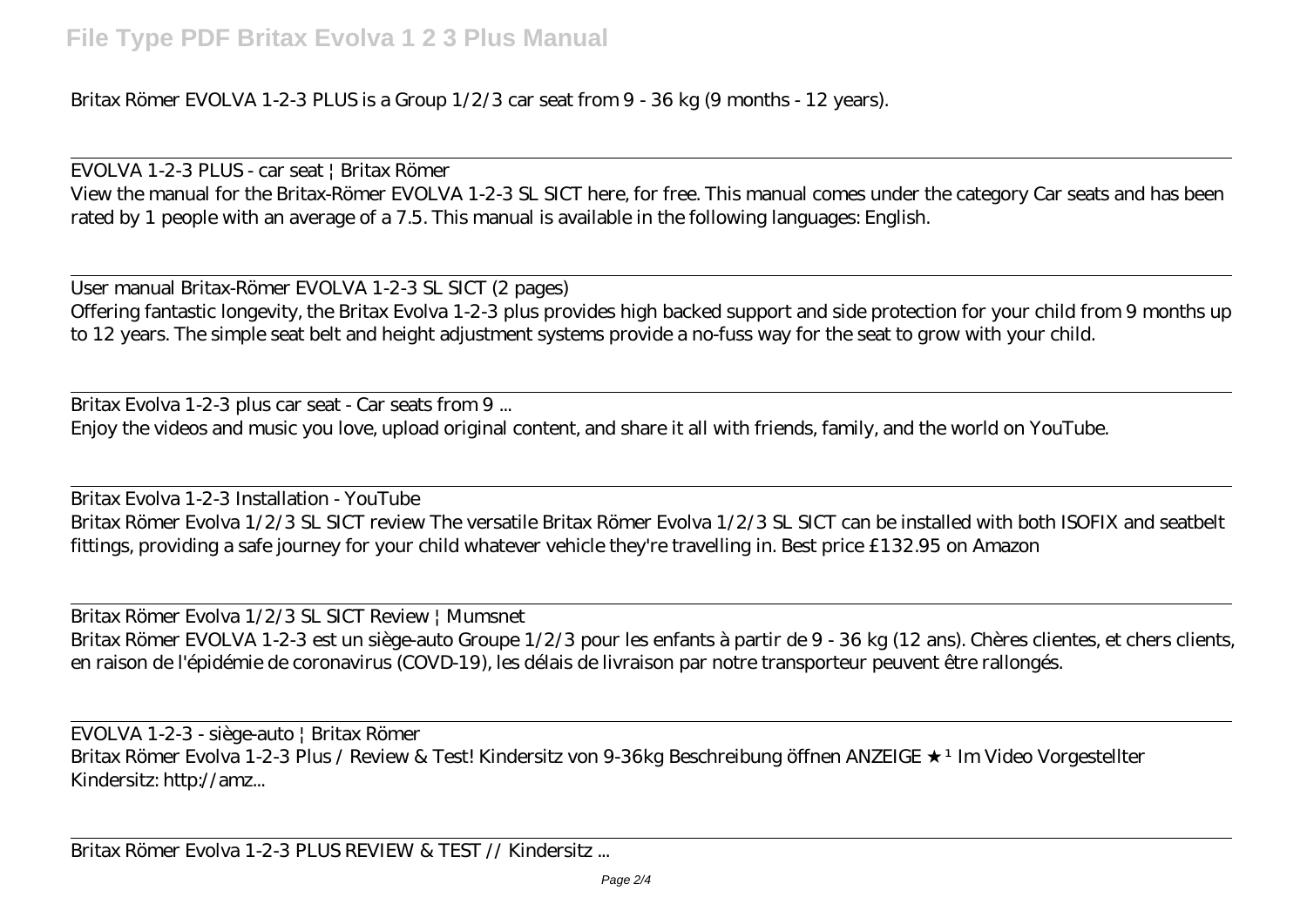Britax Römer EVOLVA 1-2-3 PLUS is a Group 1/2/3 car seat from 9 - 36 kg (9 months - 12 years).

---

EVOLVA 1-2-3 PLUS - car seat | Britax Römer

View the manual for the Britax-Römer EVOLVA 1-2-3 SL SICT here, for free. This manual comes under the category Car seats and has been rated by 1 people with an average of a 7.5. This manual is available in the following languages: English.

---

User manual Britax-Römer EVOLVA 1-2-3 SL SICT (2 pages)

Offering fantastic longevity, the Britax Evolva 1-2-3 plus provides high backed support and side protection for your child from 9 months up to 12 years. The simple seat belt and height adjustment systems provide a no-fuss way for the seat to grow with your child.

---

Britax Evolva 1-2-3 plus car seat - Car seats from 9 ...

Enjoy the videos and music you love, upload original content, and share it all with friends, family, and the world on YouTube.

---

Britax Evolva 1-2-3 Installation - YouTube

Britax Römer Evolva 1/2/3 SL SICT review The versatile Britax Römer Evolva 1/2/3 SL SICT can be installed with both ISOFIX and seatbelt fittings, providing a safe journey for your child whatever vehicle they're travelling in. Best price £132.95 on Amazon

---

Britax Römer Evolva 1/2/3 SL SICT Review | Mumsnet

Britax Römer EVOLVA 1-2-3 est un siège-auto Groupe 1/2/3 pour les enfants à partir de 9 - 36 kg (12 ans). Chères clientes, et chers clients, en raison de l'épidémie de coronavirus (COVD-19), les délais de livraison par notre transporteur peuvent être rallongés.

---

EVOLVA 1-2-3 - siège-auto | Britax Römer

Britax Römer Evolva 1-2-3 Plus / Review & Test! Kindersitz von 9-36kg Beschreibung öffnen ANZEIGE ★ ¹ Im Video Vorgestellter Kindersitz: http://amz...

---

Britax Römer Evolva 1-2-3 PLUS REVIEW & TEST // Kindersitz ...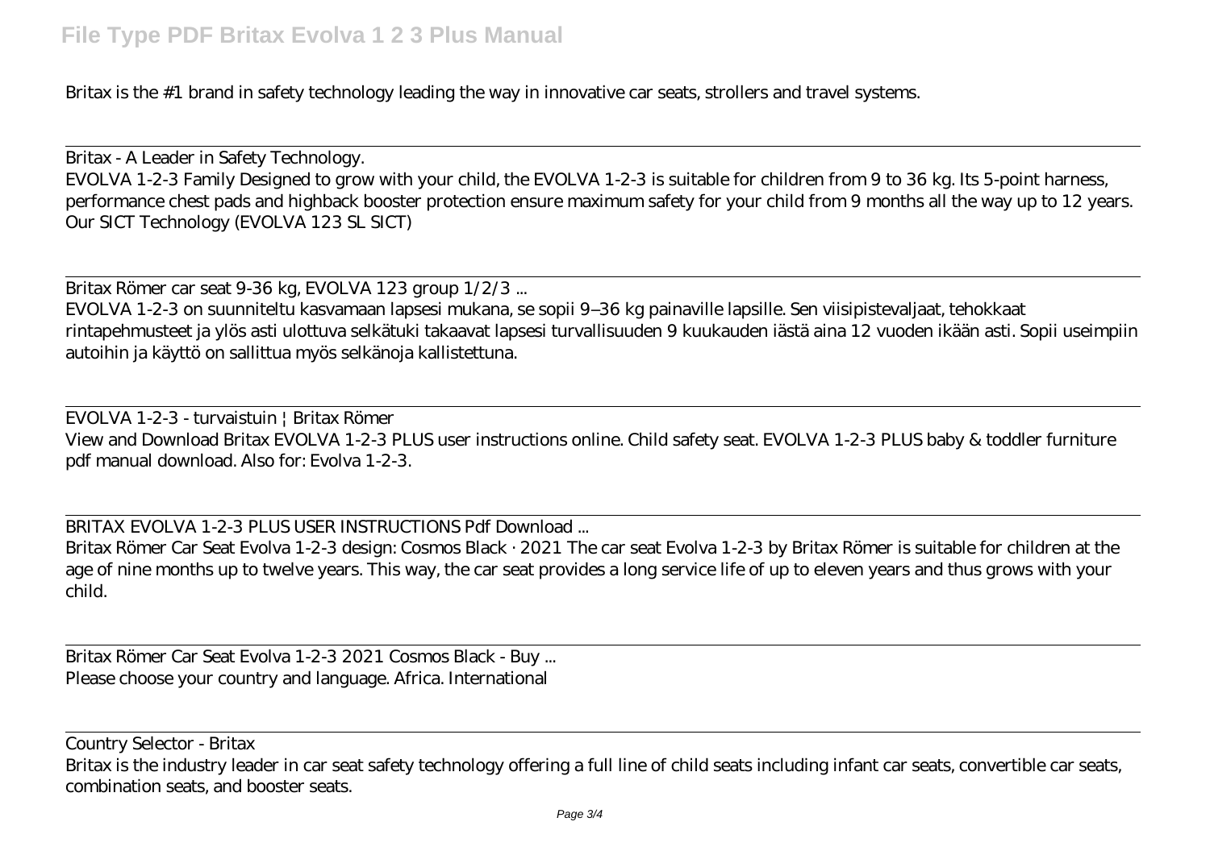Britax is the #1 brand in safety technology leading the way in innovative car seats, strollers and travel systems.

Britax - A Leader in Safety Technology.

EVOLVA 1-2-3 Family Designed to grow with your child, the EVOLVA 1-2-3 is suitable for children from 9 to 36 kg. Its 5-point harness, performance chest pads and highback booster protection ensure maximum safety for your child from 9 months all the way up to 12 years. Our SICT Technology (EVOLVA 123 SL SICT)

Britax Römer car seat 9-36 kg, EVOLVA 123 group 1/2/3 ...

EVOLVA 1-2-3 on suunniteltu kasvamaan lapsesi mukana, se sopii 9–36 kg painaville lapsille. Sen viisipistevaljaat, tehokkaat rintapehmusteet ja ylös asti ulottuva selkätuki takaavat lapsesi turvallisuuden 9 kuukauden iästä aina 12 vuoden ikään asti. Sopii useimpiin autoihin ja käyttö on sallittua myös selkänoja kallistettuna.

EVOLVA 1-2-3 - turvaistuin | Britax Römer

View and Download Britax EVOLVA 1-2-3 PLUS user instructions online. Child safety seat. EVOLVA 1-2-3 PLUS baby & toddler furniture pdf manual download. Also for: Evolva 1-2-3.

BRITAX EVOLVA 1-2-3 PLUS USER INSTRUCTIONS Pdf Download ...

Britax Römer Car Seat Evolva 1-2-3 design: Cosmos Black · 2021 The car seat Evolva 1-2-3 by Britax Römer is suitable for children at the age of nine months up to twelve years. This way, the car seat provides a long service life of up to eleven years and thus grows with your child.

Britax Römer Car Seat Evolva 1-2-3 2021 Cosmos Black - Buy ...

Please choose your country and language. Africa. International

Country Selector - Britax

Britax is the industry leader in car seat safety technology offering a full line of child seats including infant car seats, convertible car seats, combination seats, and booster seats.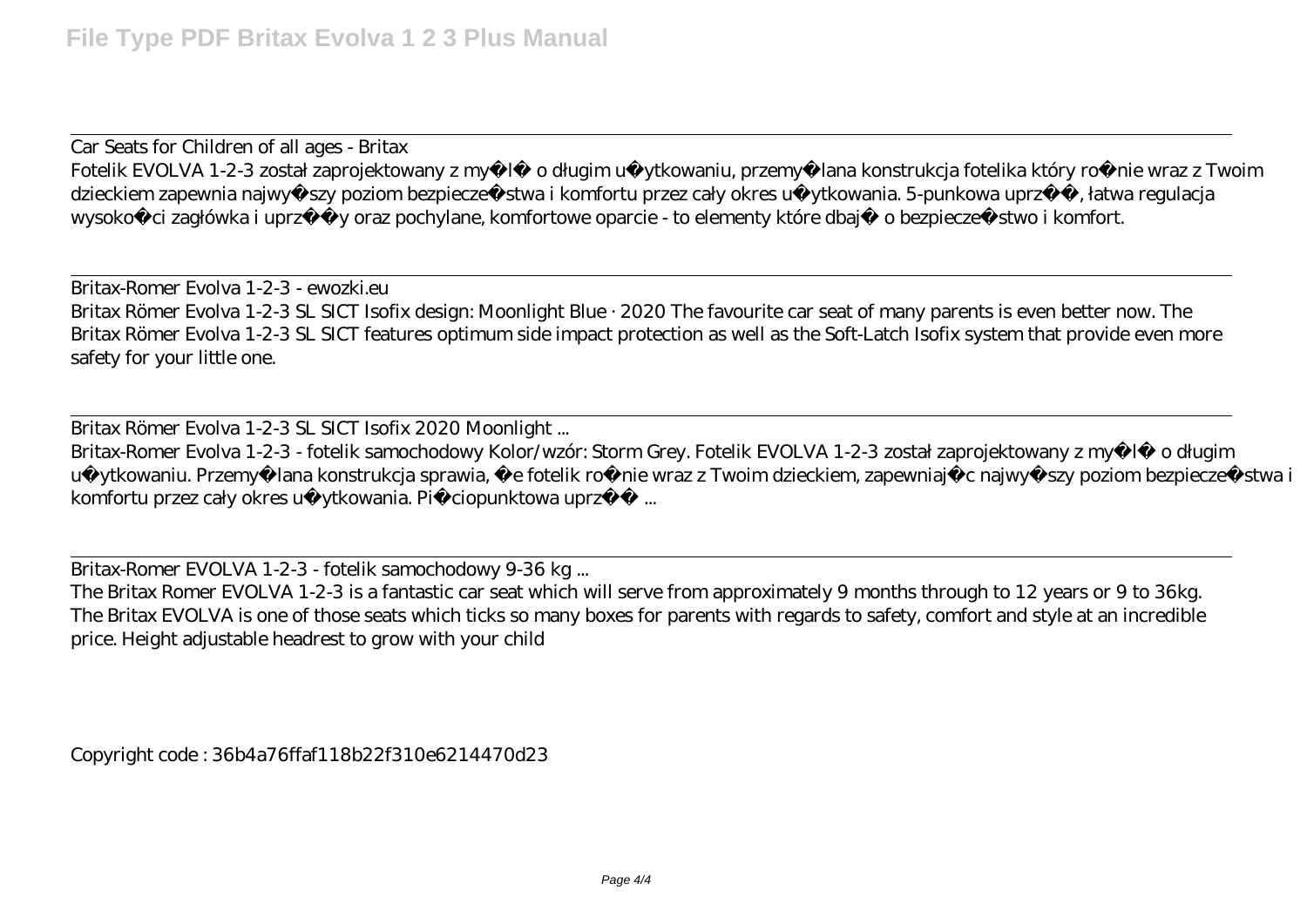Car Seats for Children of all ages - Britax

Fotelik EVOLVA 1-2-3 został zaprojektowany z my�l� o długim u�ytkowaniu, przemy�lana konstrukcja fotelika który ro�nie wraz z Twoim dzieckiem zapewnia najwy�szy poziom bezpiecze�stwa i komfortu przez cały okres u�ytkowania. 5-punkowa uprz��, łatwa regulacja wysoko�ci zagłówka i uprz��y oraz pochylane, komfortowe oparcie - to elementy które dbaj� o bezpiecze�stwo i komfort.

Britax-Romer Evolva 1-2-3 - ewozki.eu

Britax Römer Evolva 1-2-3 SL SICT Isofix design: Moonlight Blue · 2020 The favourite car seat of many parents is even better now. The Britax Römer Evolva 1-2-3 SL SICT features optimum side impact protection as well as the Soft-Latch Isofix system that provide even more safety for your little one.

Britax Römer Evolva 1-2-3 SL SICT Isofix 2020 Moonlight ...

Britax-Romer Evolva 1-2-3 - fotelik samochodowy Kolor/wzór: Storm Grey. Fotelik EVOLVA 1-2-3 został zaprojektowany z my�l� o długim u�ytkowaniu. Przemy�lana konstrukcja sprawia, �e fotelik ro�nie wraz z Twoim dzieckiem, zapewniaj�c najwy�szy poziom bezpiecze�stwa i komfortu przez cały okres u�ytkowania. Pi�ciopunktowa uprz�� ...

Britax-Romer EVOLVA 1-2-3 - fotelik samochodowy 9-36 kg ...

The Britax Romer EVOLVA 1-2-3 is a fantastic car seat which will serve from approximately 9 months through to 12 years or 9 to 36kg. The Britax EVOLVA is one of those seats which ticks so many boxes for parents with regards to safety, comfort and style at an incredible price. Height adjustable headrest to grow with your child

Copyright code : 36b4a76ffaf118b22f310e6214470d23